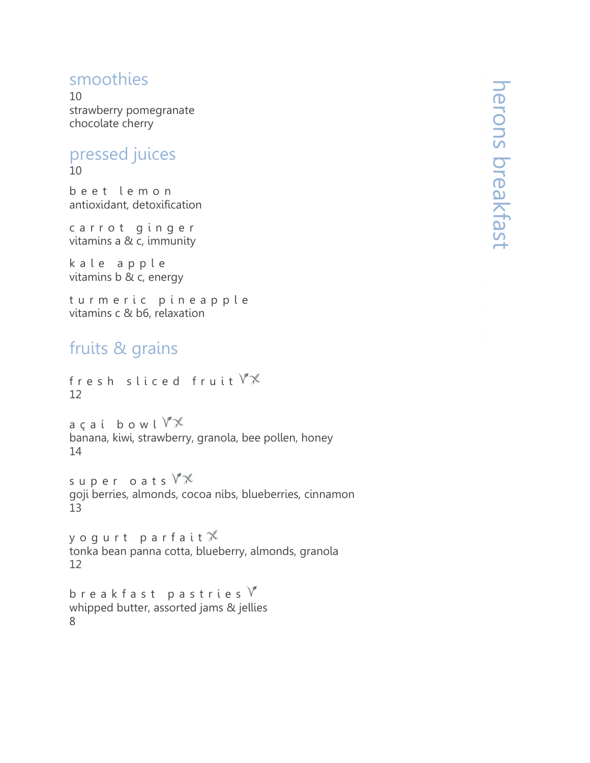# herons breakfast

## smoothies

10

strawberry pomegranate
chocolate cherry

## pressed juices

10

beet lemon
antioxidant, detoxification

carrot ginger
vitamins a & c, immunity

kale apple
vitamins b & c, energy

turmeric pineapple
vitamins c & b6, relaxation

## fruits & grains

fresh sliced fruit
12

açaí bowl
banana, kiwi, strawberry, granola, bee pollen, honey
14

super oats
goji berries, almonds, cocoa nibs, blueberries, cinnamon
13

yogurt parfait
tonka bean panna cotta, blueberry, almonds, granola
12

breakfast pastries
whipped butter, assorted jams & jellies
8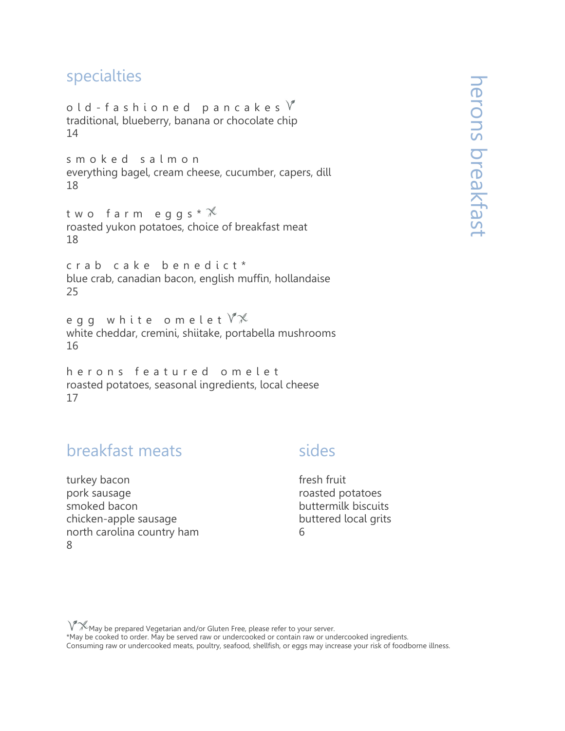# herons breakfast

## specialties

**old-fashioned pancakes** V
traditional, blueberry, banana or chocolate chip
14

**smoked salmon**
everything bagel, cream cheese, cucumber, capers, dill
18

**two farm eggs*** GF
roasted yukon potatoes, choice of breakfast meat
18

**crab cake benedict***
blue crab, canadian bacon, english muffin, hollandaise
25

**egg white omelet** V GF
white cheddar, cremini, shiitake, portabella mushrooms
16

**herons featured omelet**
roasted potatoes, seasonal ingredients, local cheese
17

## breakfast meats

turkey bacon
pork sausage
smoked bacon
chicken-apple sausage
north carolina country ham
8

## sides

fresh fruit
roasted potatoes
buttermilk biscuits
buttered local grits
6

V GF May be prepared Vegetarian and/or Gluten Free, please refer to your server.
*May be cooked to order. May be served raw or undercooked or contain raw or undercooked ingredients.
Consuming raw or undercooked meats, poultry, seafood, shellfish, or eggs may increase your risk of foodborne illness.